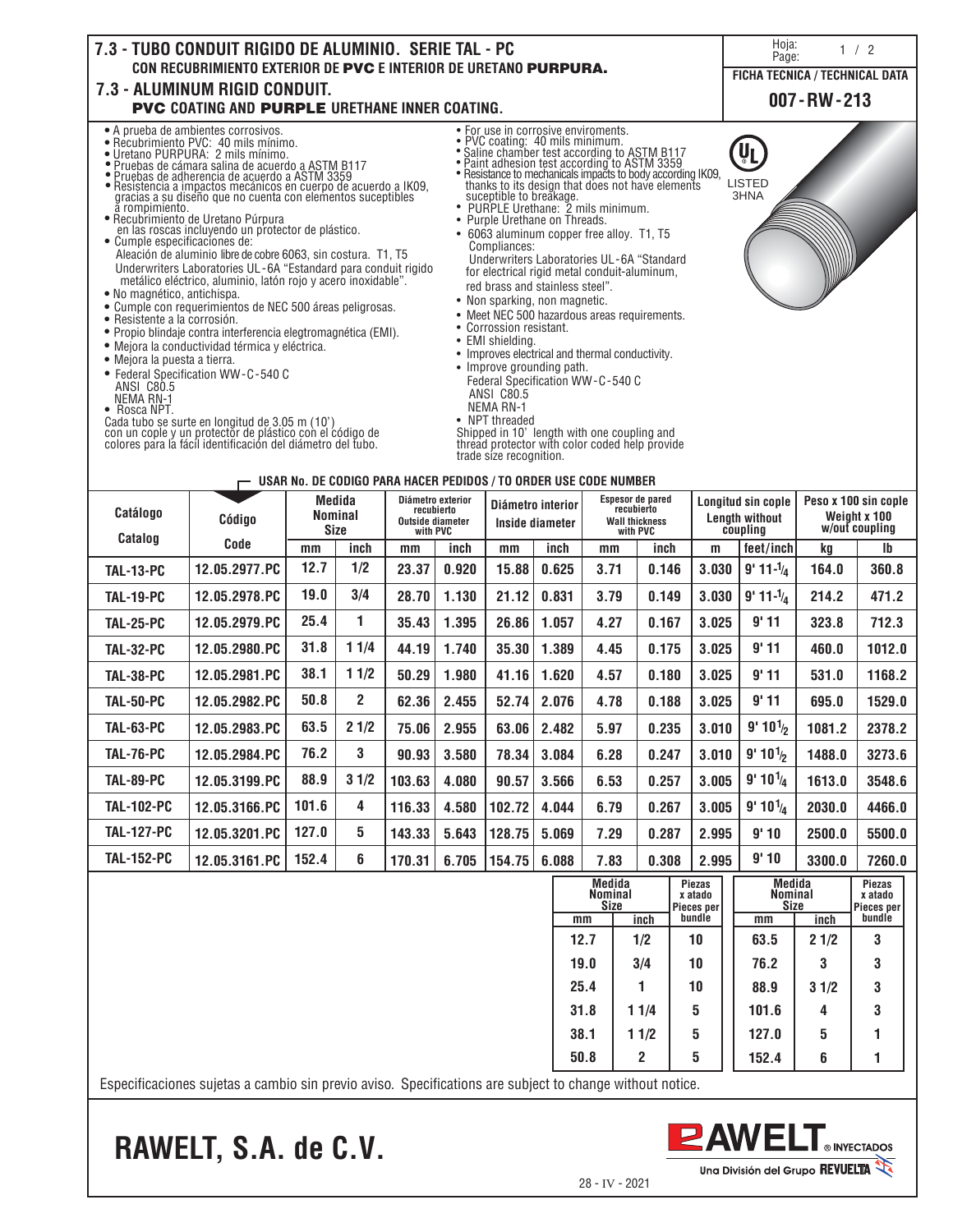# 7.3 - TUBO CONDUIT RIGIDO DE ALUMINIO. SERIE TAL - PC

**CON RECUBRIMIENTO EXTERIOR DE PVC E INTERIOR DE URETANO PURPURA.**

# 7.3 - ALUMINUM RIGID CONDUIT.

**PVC COATING AND PURPLE URETHANE INNER COATING.**

Hoja: / Page: 1 / 2

**FICHA TECNICA / TECHNICAL DATA**

**007 - RW - 213**

- A prueba de ambientes corrosivos.
- Recubrimiento PVC: 40 mils mínimo.
- Uretano PURPURA: 2 mils mínimo.
- Pruebas de cámara salina de acuerdo a ASTM B117
- Pruebas de adherencia de acuerdo a ASTM 3359
- Resistencia a impactos mecánicos en cuerpo de acuerdo a IK09, gracias a su diseño que no cuenta con elementos suceptibles a rompimiento.
- Recubrimiento de Uretano Púrpura en las roscas incluyendo un protector de plástico.
- Cumple especificaciones de:
  Aleación de aluminio libre de cobre 6063, sin costura. T1, T5
  Underwriters Laboratories UL - 6A "Estandard para conduit rigido metálico eléctrico, aluminio, latón rojo y acero inoxidable".
- No magnético, antichispa.
- Cumple con requerimientos de NEC 500 áreas peligrosas.
- Resistente a la corrosión.
- Propio blindaje contra interferencia elegtromagnética (EMI).
- Mejora la conductividad térmica y eléctrica.
- Mejora la puesta a tierra.
- Federal Specification WW - C - 540 C
  ANSI C80.5
  NEMA RN-1
- Rosca NPT.

Cada tubo se surte en longitud de 3.05 m (10') con un cople y un protector de plástico con el código de colores para la fácil identificación del diámetro del tubo.

- For use in corrosive enviroments.
- PVC coating: 40 mils minimum.
- Saline chamber test according to ASTM B117
- Paint adhesion test according to ASTM 3359
- Resistance to mechanicals impacts to body according IK09, thanks to its design that does not have elements suceptible to breakage.
- PURPLE Urethane: 2 mils minimum.
- Purple Urethane on Threads.
- 6063 aluminum copper free alloy. T1, T5
  Compliances:
  Underwriters Laboratories UL - 6A "Standard for electrical rigid metal conduit-aluminum, red brass and stainless steel".
- Non sparking, non magnetic.
- Meet NEC 500 hazardous areas requirements.
- Corrosion resistant.
- EMI shielding.
- Improves electrical and thermal conductivity.
- Improve grounding path.
  Federal Specification WW - C - 540 C
  ANSI C80.5
  NEMA RN-1
- NPT threaded

Shipped in 10' length with one coupling and thread protector with color coded help provide trade size recognition.

UL LISTED 3HNA

USAR No. DE CODIGO PARA HACER PEDIDOS / TO ORDER USE CODE NUMBER

| Catálogo / Catalog | Código / Code | Medida Nominal / Size | | Diámetro exterior recubierto / Outside diameter with PVC | | Diámetro interior / Inside diameter | | Espesor de pared recubierto / Wall thickness with PVC | | Longitud sin cople / Length without coupling | | Peso x 100 sin cople / Weight x 100 w/out coupling | |
|---|---|---|---|---|---|---|---|---|---|---|---|---|---|
| | | mm | inch | mm | inch | mm | inch | mm | inch | m | feet/inch | kg | lb |
| TAL-13-PC | 12.05.2977.PC | 12.7 | 1/2 | 23.37 | 0.920 | 15.88 | 0.625 | 3.71 | 0.146 | 3.030 | 9' 11-1/4 | 164.0 | 360.8 |
| TAL-19-PC | 12.05.2978.PC | 19.0 | 3/4 | 28.70 | 1.130 | 21.12 | 0.831 | 3.79 | 0.149 | 3.030 | 9' 11-1/4 | 214.2 | 471.2 |
| TAL-25-PC | 12.05.2979.PC | 25.4 | 1 | 35.43 | 1.395 | 26.86 | 1.057 | 4.27 | 0.167 | 3.025 | 9' 11 | 323.8 | 712.3 |
| TAL-32-PC | 12.05.2980.PC | 31.8 | 1 1/4 | 44.19 | 1.740 | 35.30 | 1.389 | 4.45 | 0.175 | 3.025 | 9' 11 | 460.0 | 1012.0 |
| TAL-38-PC | 12.05.2981.PC | 38.1 | 1 1/2 | 50.29 | 1.980 | 41.16 | 1.620 | 4.57 | 0.180 | 3.025 | 9' 11 | 531.0 | 1168.2 |
| TAL-50-PC | 12.05.2982.PC | 50.8 | 2 | 62.36 | 2.455 | 52.74 | 2.076 | 4.78 | 0.188 | 3.025 | 9' 11 | 695.0 | 1529.0 |
| TAL-63-PC | 12.05.2983.PC | 63.5 | 2 1/2 | 75.06 | 2.955 | 63.06 | 2.482 | 5.97 | 0.235 | 3.010 | 9' 10 1/2 | 1081.2 | 2378.2 |
| TAL-76-PC | 12.05.2984.PC | 76.2 | 3 | 90.93 | 3.580 | 78.34 | 3.084 | 6.28 | 0.247 | 3.010 | 9' 10 1/2 | 1488.0 | 3273.6 |
| TAL-89-PC | 12.05.3199.PC | 88.9 | 3 1/2 | 103.63 | 4.080 | 90.57 | 3.566 | 6.53 | 0.257 | 3.005 | 9' 10 1/4 | 1613.0 | 3548.6 |
| TAL-102-PC | 12.05.3166.PC | 101.6 | 4 | 116.33 | 4.580 | 102.72 | 4.044 | 6.79 | 0.267 | 3.005 | 9' 10 1/4 | 2030.0 | 4466.0 |
| TAL-127-PC | 12.05.3201.PC | 127.0 | 5 | 143.33 | 5.643 | 128.75 | 5.069 | 7.29 | 0.287 | 2.995 | 9' 10 | 2500.0 | 5500.0 |
| TAL-152-PC | 12.05.3161.PC | 152.4 | 6 | 170.31 | 6.705 | 154.75 | 6.088 | 7.83 | 0.308 | 2.995 | 9' 10 | 3300.0 | 7260.0 |

| Medida Nominal / Size | | Piezas x atado / Pieces per bundle | Medida Nominal / Size | | Piezas x atado / Pieces per bundle |
|---|---|---|---|---|---|
| mm | inch | | mm | inch | |
| 12.7 | 1/2 | 10 | 63.5 | 2 1/2 | 3 |
| 19.0 | 3/4 | 10 | 76.2 | 3 | 3 |
| 25.4 | 1 | 10 | 88.9 | 3 1/2 | 3 |
| 31.8 | 1 1/4 | 5 | 101.6 | 4 | 3 |
| 38.1 | 1 1/2 | 5 | 127.0 | 5 | 1 |
| 50.8 | 2 | 5 | 152.4 | 6 | 1 |

Especificaciones sujetas a cambio sin previo aviso. Specifications are subject to change without notice.

**RAWELT, S.A. de C.V.**

RAWELT ® INYECTADOS — Una División del Grupo REVUELTA

28 - IV - 2021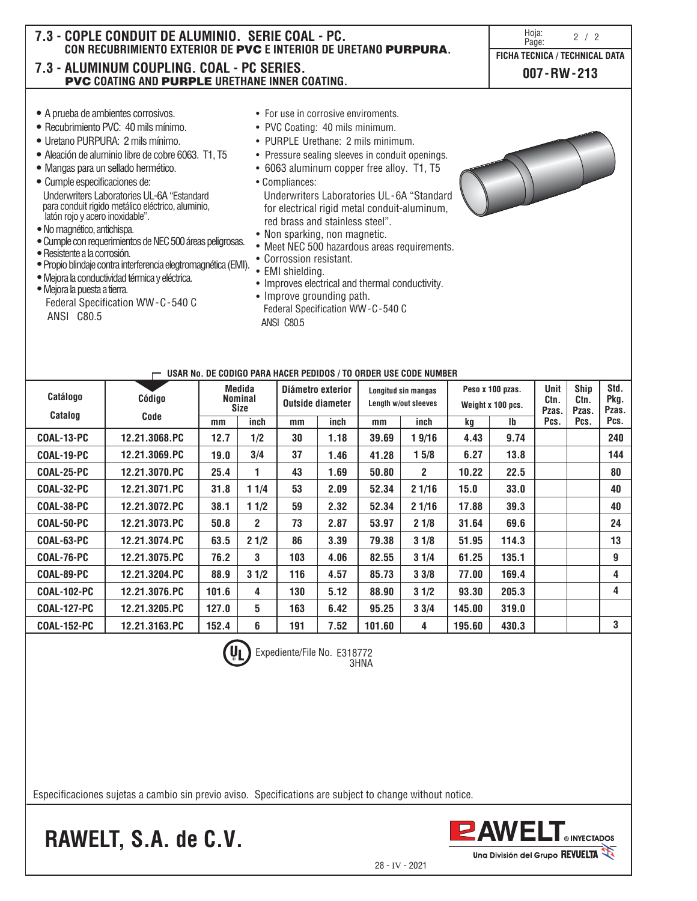## 7.3 - COPLE CONDUIT DE ALUMINIO. SERIE COAL - PC.
### CON RECUBRIMIENTO EXTERIOR DE PVC E INTERIOR DE URETANO PURPURA.

## 7.3 - ALUMINUM COUPLING. COAL - PC SERIES.
### PVC COATING AND PURPLE URETHANE INNER COATING.

FICHA TECNICA / TECHNICAL DATA

**007-RW-213**

- A prueba de ambientes corrosivos.
- Recubrimiento PVC: 40 mils mínimo.
- Uretano PURPURA: 2 mils mínimo.
- Aleación de aluminio libre de cobre 6063. T1, T5
- Mangas para un sellado hermético.
- Cumple especificaciones de:
  Underwriters Laboratories UL-6A "Estandard para conduit rigido metálico eléctrico, aluminio, latón rojo y acero inoxidable".
- No magnético, antichispa.
- Cumple con requerimientos de NEC 500 áreas peligrosas.
- Resistente a la corrosión.
- Propio blindaje contra interferencia elegtromagnética (EMI).
- Mejora la conductividad térmica y eléctrica.
- Mejora la puesta a tierra.
  Federal Specification WW-C-540 C
  ANSI C80.5

- For use in corrosive enviroments.
- PVC Coating: 40 mils minimum.
- PURPLE Urethane: 2 mils minimum.
- Pressure sealing sleeves in conduit openings.
- 6063 aluminum copper free alloy. T1, T5
- Compliances:
  Underwriters Laboratories UL-6A "Standard for electrical rigid metal conduit-aluminum, red brass and stainless steel".
- Non sparking, non magnetic.
- Meet NEC 500 hazardous areas requirements.
- Corrossion resistant.
- EMI shielding.
- Improves electrical and thermal conductivity.
- Improve grounding path.
  Federal Specification WW-C-540 C
  ANSI C80.5

USAR No. DE CODIGO PARA HACER PEDIDOS / TO ORDER USE CODE NUMBER

| Catálogo Catalog | Código Code | Medida Nominal Size | | Diámetro exterior Outside diameter | | Longitud sin mangas Length w/out sleeves | | Peso x 100 pzas. Weight x 100 pcs. | | Unit Ctn. Pzas. | Ship Ctn. Pzas. | Std. Pkg. Pzas. |
|---|---|---|---|---|---|---|---|---|---|---|---|---|
| | | mm | inch | mm | inch | mm | inch | kg | lb | Pcs. | Pcs. | Pcs. |
| COAL-13-PC | 12.21.3068.PC | 12.7 | 1/2 | 30 | 1.18 | 39.69 | 1 9/16 | 4.43 | 9.74 | | | 240 |
| COAL-19-PC | 12.21.3069.PC | 19.0 | 3/4 | 37 | 1.46 | 41.28 | 1 5/8 | 6.27 | 13.8 | | | 144 |
| COAL-25-PC | 12.21.3070.PC | 25.4 | 1 | 43 | 1.69 | 50.80 | 2 | 10.22 | 22.5 | | | 80 |
| COAL-32-PC | 12.21.3071.PC | 31.8 | 1 1/4 | 53 | 2.09 | 52.34 | 2 1/16 | 15.0 | 33.0 | | | 40 |
| COAL-38-PC | 12.21.3072.PC | 38.1 | 1 1/2 | 59 | 2.32 | 52.34 | 2 1/16 | 17.88 | 39.3 | | | 40 |
| COAL-50-PC | 12.21.3073.PC | 50.8 | 2 | 73 | 2.87 | 53.97 | 2 1/8 | 31.64 | 69.6 | | | 24 |
| COAL-63-PC | 12.21.3074.PC | 63.5 | 2 1/2 | 86 | 3.39 | 79.38 | 3 1/8 | 51.95 | 114.3 | | | 13 |
| COAL-76-PC | 12.21.3075.PC | 76.2 | 3 | 103 | 4.06 | 82.55 | 3 1/4 | 61.25 | 135.1 | | | 9 |
| COAL-89-PC | 12.21.3204.PC | 88.9 | 3 1/2 | 116 | 4.57 | 85.73 | 3 3/8 | 77.00 | 169.4 | | | 4 |
| COAL-102-PC | 12.21.3076.PC | 101.6 | 4 | 130 | 5.12 | 88.90 | 3 1/2 | 93.30 | 205.3 | | | 4 |
| COAL-127-PC | 12.21.3205.PC | 127.0 | 5 | 163 | 6.42 | 95.25 | 3 3/4 | 145.00 | 319.0 | | | |
| COAL-152-PC | 12.21.3163.PC | 152.4 | 6 | 191 | 7.52 | 101.60 | 4 | 195.60 | 430.3 | | | 3 |

UL Expediente/File No. E318772 3HNA

Especificaciones sujetas a cambio sin previo aviso. Specifications are subject to change without notice.

**RAWELT, S.A. de C.V.**

RAWELT® INYECTADOS — Una División del Grupo REVUELTA

28 - IV - 2021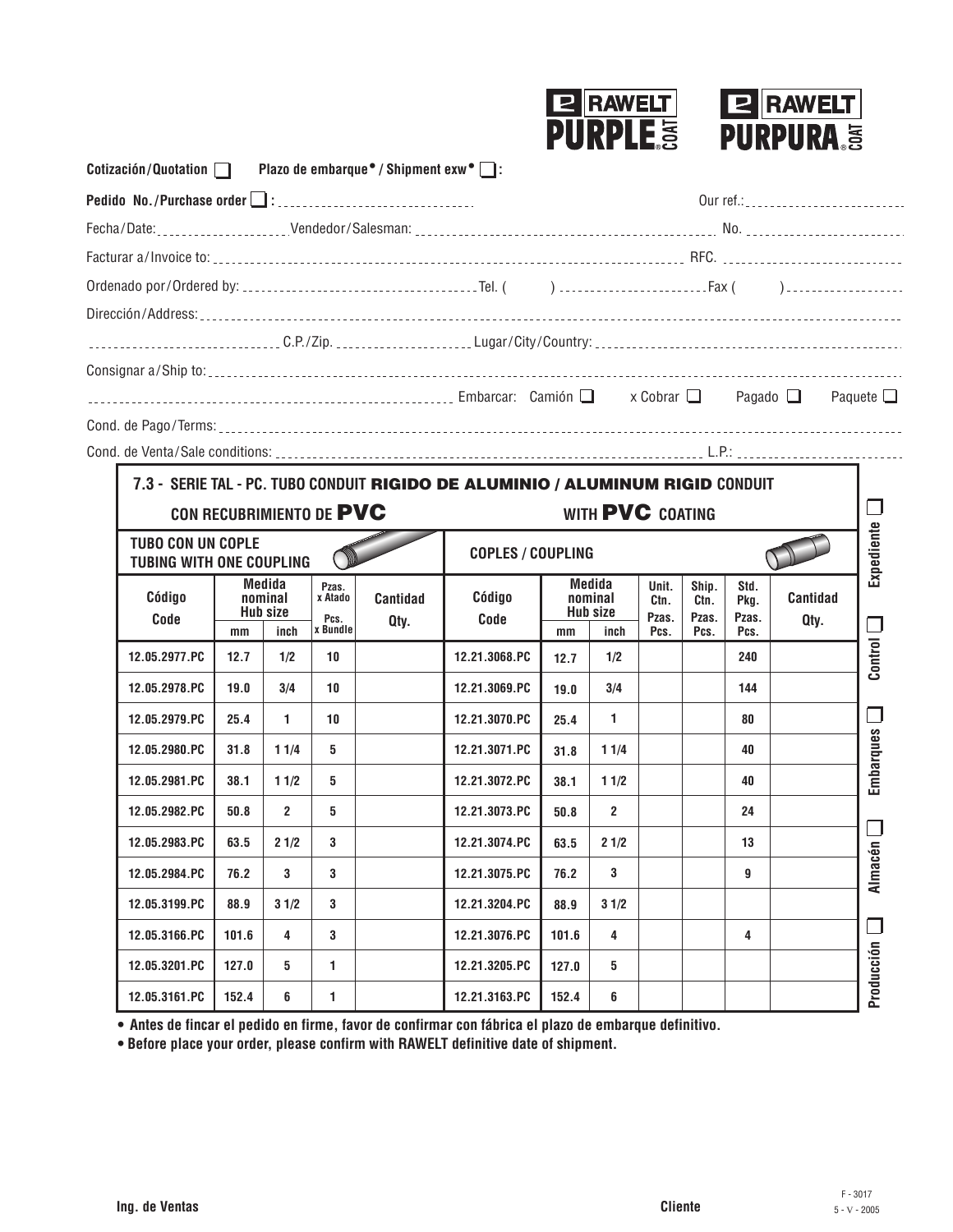RAWELT PURPLE COAT RAWELT PURPURA COAT

**Cotización/Quotation** ☐ **Plazo de embarque• / Shipment exw•** ☐**:**

**Pedido No./Purchase order** ☐**:** ______________________________ Our ref.: ______________________

Fecha/Date: __________________ Vendedor/Salesman: ________________________________________ No. ______________________

Facturar a/Invoice to: ______________________________________________________________ RFC. ________________________

Ordenado por/Ordered by: ____________________________________ Tel. ( ) ______________________ Fax ( ) ________________

Dirección/Address: ______________________________________________________________________________________________

______________________________ C.P./Zip. ____________________ Lugar/City/Country: ___________________________________________

Consignar a/Ship to: ______________________________________________________________________________________________

________________________________________________________ Embarcar: Camión ☐ x Cobrar ☐ Pagado ☐ Paquete ☐

Cond. de Pago/Terms: ______________________________________________________________________________________________

Cond. de Venta/Sale conditions: ____________________________________________________________ L.P.: ________________________

## 7.3 - SERIE TAL - PC. TUBO CONDUIT RIGIDO DE ALUMINIO / ALUMINUM RIGID CONDUIT CON RECUBRIMIENTO DE PVC WITH PVC COATING

| TUBO CON UN COPLE / TUBING WITH ONE COUPLING | | | | | COPLES / COUPLING | | | | | | |
|---|---|---|---|---|---|---|---|---|---|---|---|
| Código Code | Medida nominal Hub size mm | Medida nominal Hub size inch | Pzas. x Atado Pcs. x Bundle | Cantidad Qty. | Código Code | Medida nominal Hub size mm | Medida nominal Hub size inch | Unit. Ctn. Pzas. Pcs. | Ship. Ctn. Pzas. Pcs. | Std. Pkg. Pzas. Pcs. | Cantidad Qty. |
| 12.05.2977.PC | 12.7 | 1/2 | 10 | | 12.21.3068.PC | 12.7 | 1/2 | | | 240 | |
| 12.05.2978.PC | 19.0 | 3/4 | 10 | | 12.21.3069.PC | 19.0 | 3/4 | | | 144 | |
| 12.05.2979.PC | 25.4 | 1 | 10 | | 12.21.3070.PC | 25.4 | 1 | | | 80 | |
| 12.05.2980.PC | 31.8 | 1 1/4 | 5 | | 12.21.3071.PC | 31.8 | 1 1/4 | | | 40 | |
| 12.05.2981.PC | 38.1 | 1 1/2 | 5 | | 12.21.3072.PC | 38.1 | 1 1/2 | | | 40 | |
| 12.05.2982.PC | 50.8 | 2 | 5 | | 12.21.3073.PC | 50.8 | 2 | | | 24 | |
| 12.05.2983.PC | 63.5 | 2 1/2 | 3 | | 12.21.3074.PC | 63.5 | 2 1/2 | | | 13 | |
| 12.05.2984.PC | 76.2 | 3 | 3 | | 12.21.3075.PC | 76.2 | 3 | | | 9 | |
| 12.05.3199.PC | 88.9 | 3 1/2 | 3 | | 12.21.3204.PC | 88.9 | 3 1/2 | | | | |
| 12.05.3166.PC | 101.6 | 4 | 3 | | 12.21.3076.PC | 101.6 | 4 | | | 4 | |
| 12.05.3201.PC | 127.0 | 5 | 1 | | 12.21.3205.PC | 127.0 | 5 | | | | |
| 12.05.3161.PC | 152.4 | 6 | 1 | | 12.21.3163.PC | 152.4 | 6 | | | | |

☐ Expediente ☐ Control ☐ Embarques ☐ Almacén ☐ Producción

- **Antes de fincar el pedido en firme, favor de confirmar con fábrica el plazo de embarque definitivo.**
- **Before place your order, please confirm with RAWELT definitive date of shipment.**

**Ing. de Ventas** **Cliente**

F - 3017
5 - V - 2005